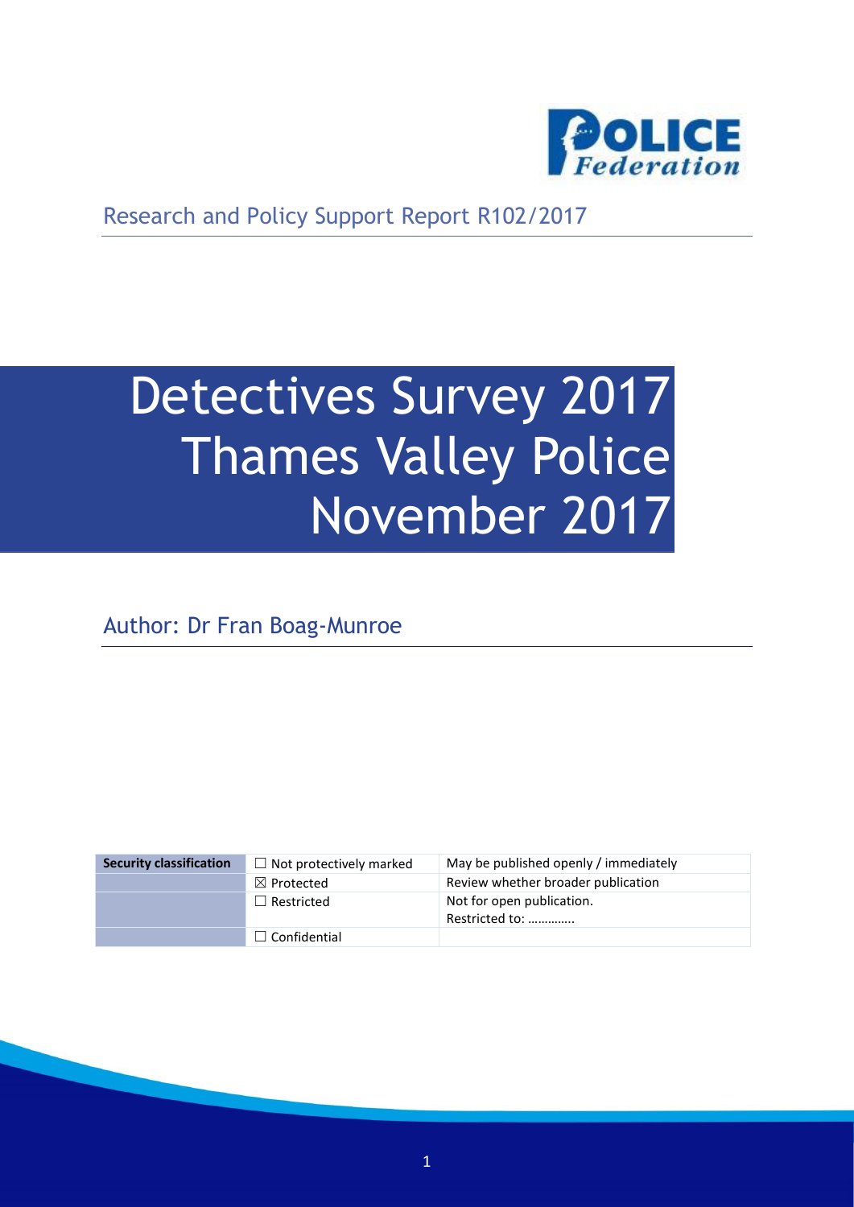Research and Policy Support Report R102/2017

# Detectives Survey 2017 Thames Valley Police November 2017

Author: Dr Fran Boag-Munroe

| Security classification | ☐ Not protectively marked | May be published openly / immediately |
|---|---|---|
| | ☒ Protected | Review whether broader publication |
| | ☐ Restricted | Not for open publication. Restricted to: …………. |
| | ☐ Confidential | |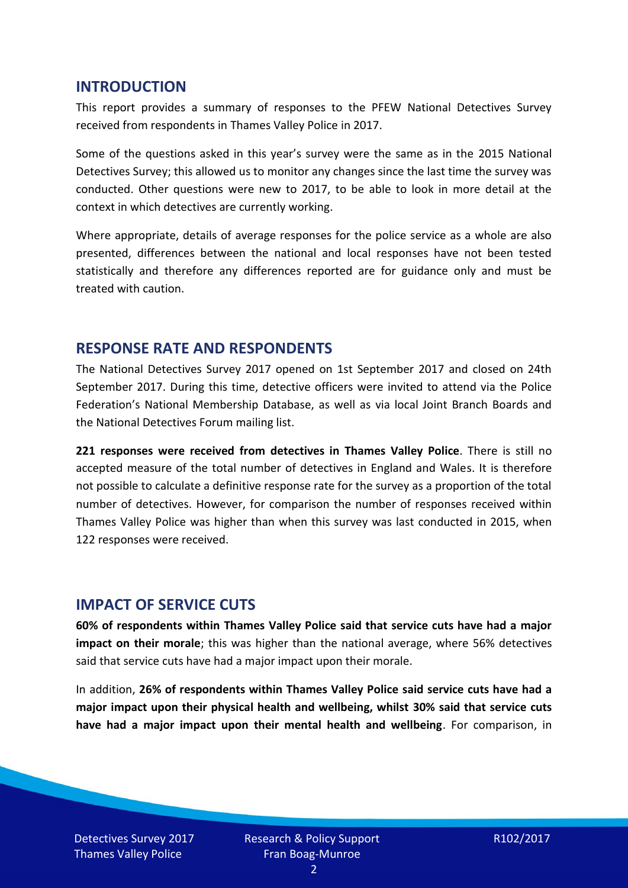## INTRODUCTION

This report provides a summary of responses to the PFEW National Detectives Survey received from respondents in Thames Valley Police in 2017.

Some of the questions asked in this year's survey were the same as in the 2015 National Detectives Survey; this allowed us to monitor any changes since the last time the survey was conducted. Other questions were new to 2017, to be able to look in more detail at the context in which detectives are currently working.

Where appropriate, details of average responses for the police service as a whole are also presented, differences between the national and local responses have not been tested statistically and therefore any differences reported are for guidance only and must be treated with caution.

## RESPONSE RATE AND RESPONDENTS

The National Detectives Survey 2017 opened on 1st September 2017 and closed on 24th September 2017. During this time, detective officers were invited to attend via the Police Federation's National Membership Database, as well as via local Joint Branch Boards and the National Detectives Forum mailing list.

**221 responses were received from detectives in Thames Valley Police**. There is still no accepted measure of the total number of detectives in England and Wales. It is therefore not possible to calculate a definitive response rate for the survey as a proportion of the total number of detectives. However, for comparison the number of responses received within Thames Valley Police was higher than when this survey was last conducted in 2015, when 122 responses were received.

## IMPACT OF SERVICE CUTS

**60% of respondents within Thames Valley Police said that service cuts have had a major impact on their morale**; this was higher than the national average, where 56% detectives said that service cuts have had a major impact upon their morale.

In addition, **26% of respondents within Thames Valley Police said service cuts have had a major impact upon their physical health and wellbeing, whilst 30% said that service cuts have had a major impact upon their mental health and wellbeing**. For comparison, in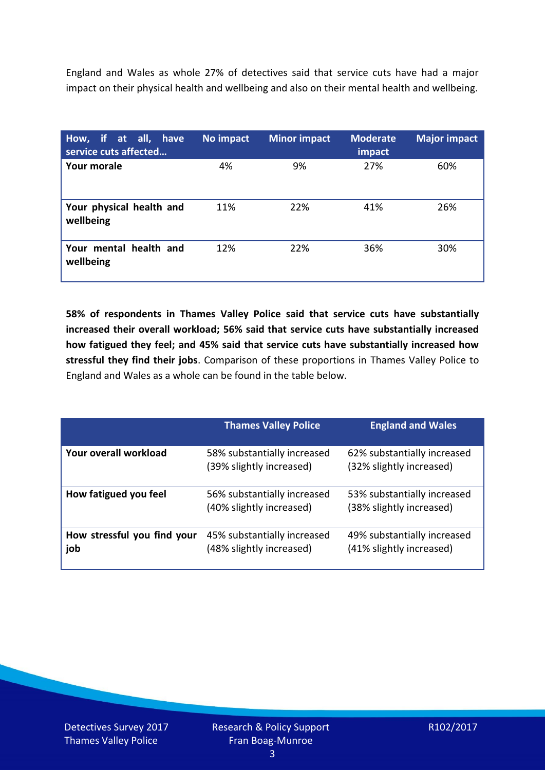England and Wales as whole 27% of detectives said that service cuts have had a major impact on their physical health and wellbeing and also on their mental health and wellbeing.

| How, if at all, have service cuts affected… | No impact | Minor impact | Moderate impact | Major impact |
|---|---|---|---|---|
| **Your morale** | 4% | 9% | 27% | 60% |
| **Your physical health and wellbeing** | 11% | 22% | 41% | 26% |
| **Your mental health and wellbeing** | 12% | 22% | 36% | 30% |

**58% of respondents in Thames Valley Police said that service cuts have substantially increased their overall workload; 56% said that service cuts have substantially increased how fatigued they feel; and 45% said that service cuts have substantially increased how stressful they find their jobs**. Comparison of these proportions in Thames Valley Police to England and Wales as a whole can be found in the table below.

| | Thames Valley Police | England and Wales |
|---|---|---|
| **Your overall workload** | 58% substantially increased (39% slightly increased) | 62% substantially increased (32% slightly increased) |
| **How fatigued you feel** | 56% substantially increased (40% slightly increased) | 53% substantially increased (38% slightly increased) |
| **How stressful you find your job** | 45% substantially increased (48% slightly increased) | 49% substantially increased (41% slightly increased) |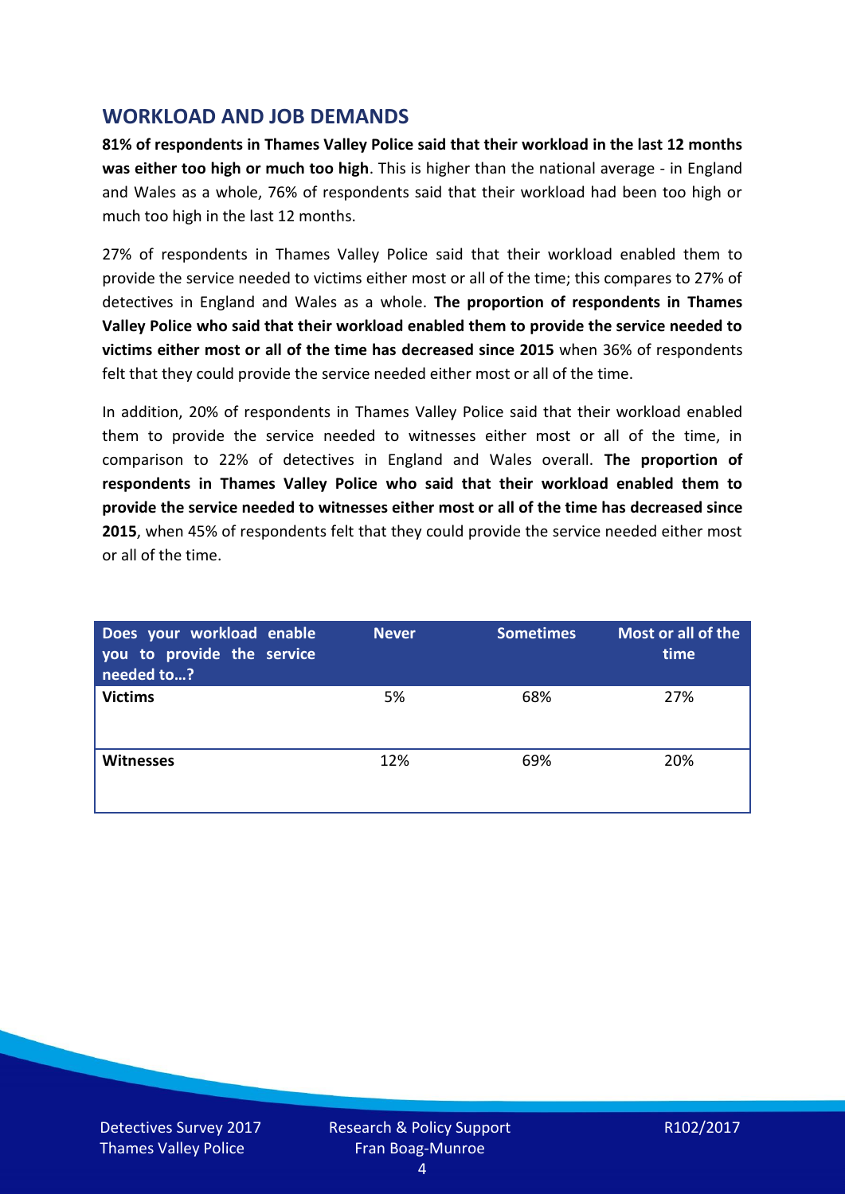## WORKLOAD AND JOB DEMANDS

**81% of respondents in Thames Valley Police said that their workload in the last 12 months was either too high or much too high**. This is higher than the national average - in England and Wales as a whole, 76% of respondents said that their workload had been too high or much too high in the last 12 months.

27% of respondents in Thames Valley Police said that their workload enabled them to provide the service needed to victims either most or all of the time; this compares to 27% of detectives in England and Wales as a whole. **The proportion of respondents in Thames Valley Police who said that their workload enabled them to provide the service needed to victims either most or all of the time has decreased since 2015** when 36% of respondents felt that they could provide the service needed either most or all of the time.

In addition, 20% of respondents in Thames Valley Police said that their workload enabled them to provide the service needed to witnesses either most or all of the time, in comparison to 22% of detectives in England and Wales overall. **The proportion of respondents in Thames Valley Police who said that their workload enabled them to provide the service needed to witnesses either most or all of the time has decreased since 2015**, when 45% of respondents felt that they could provide the service needed either most or all of the time.

| Does your workload enable you to provide the service needed to…? | Never | Sometimes | Most or all of the time |
|---|---|---|---|
| **Victims** | 5% | 68% | 27% |
| **Witnesses** | 12% | 69% | 20% |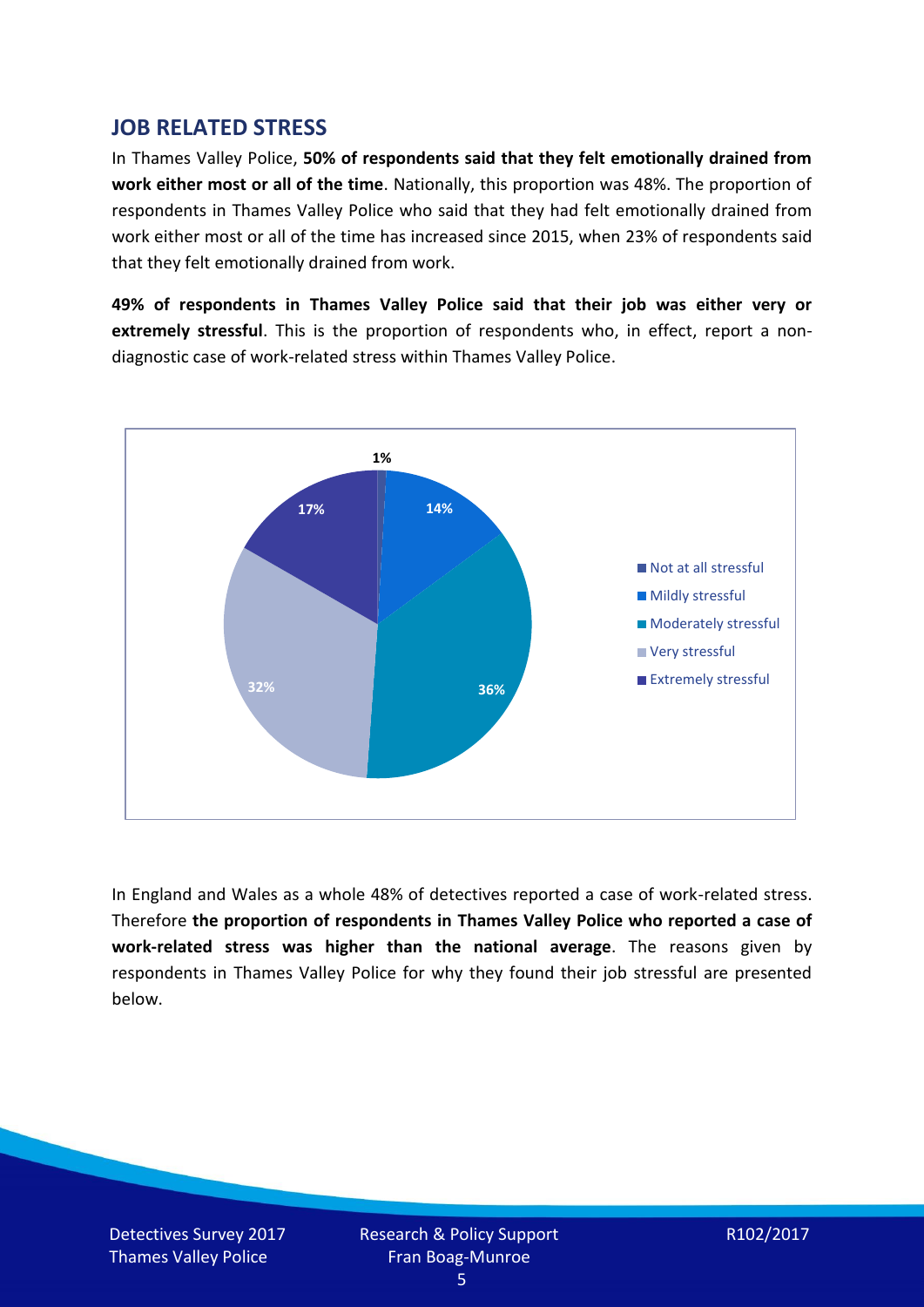## JOB RELATED STRESS

In Thames Valley Police, **50% of respondents said that they felt emotionally drained from work either most or all of the time**. Nationally, this proportion was 48%. The proportion of respondents in Thames Valley Police who said that they had felt emotionally drained from work either most or all of the time has increased since 2015, when 23% of respondents said that they felt emotionally drained from work.

**49% of respondents in Thames Valley Police said that their job was either very or extremely stressful**. This is the proportion of respondents who, in effect, report a non-diagnostic case of work-related stress within Thames Valley Police.

| Response | Percentage |
| --- | --- |
| Not at all stressful | 1% |
| Mildly stressful | 14% |
| Moderately stressful | 36% |
| Very stressful | 32% |
| Extremely stressful | 17% |

In England and Wales as a whole 48% of detectives reported a case of work-related stress. Therefore **the proportion of respondents in Thames Valley Police who reported a case of work-related stress was higher than the national average**. The reasons given by respondents in Thames Valley Police for why they found their job stressful are presented below.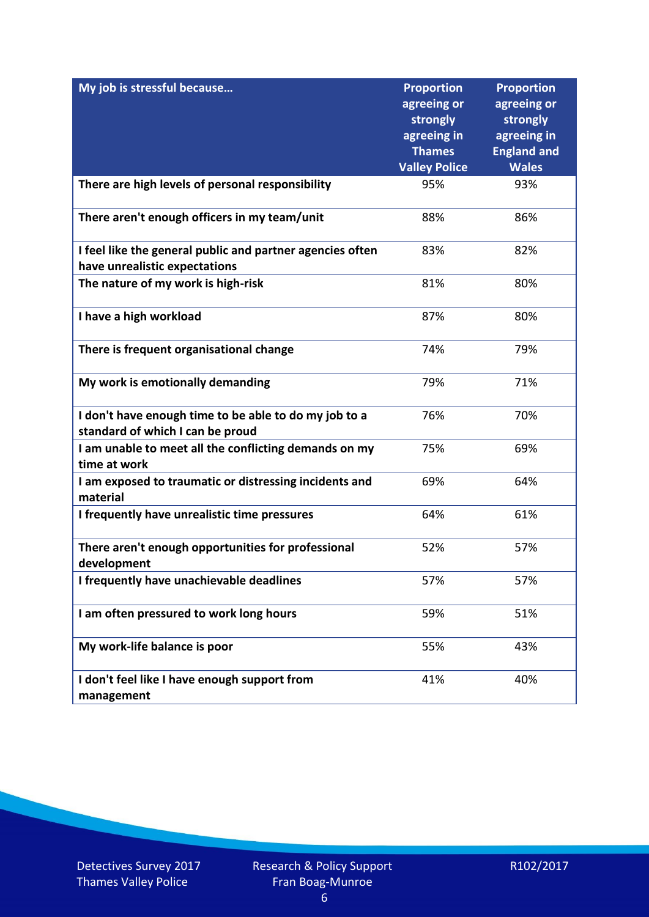| My job is stressful because… | Proportion agreeing or strongly agreeing in Thames Valley Police | Proportion agreeing or strongly agreeing in England and Wales |
|---|---|---|
| **There are high levels of personal responsibility** | 95% | 93% |
| **There aren't enough officers in my team/unit** | 88% | 86% |
| **I feel like the general public and partner agencies often have unrealistic expectations** | 83% | 82% |
| **The nature of my work is high-risk** | 81% | 80% |
| **I have a high workload** | 87% | 80% |
| **There is frequent organisational change** | 74% | 79% |
| **My work is emotionally demanding** | 79% | 71% |
| **I don't have enough time to be able to do my job to a standard of which I can be proud** | 76% | 70% |
| **I am unable to meet all the conflicting demands on my time at work** | 75% | 69% |
| **I am exposed to traumatic or distressing incidents and material** | 69% | 64% |
| **I frequently have unrealistic time pressures** | 64% | 61% |
| **There aren't enough opportunities for professional development** | 52% | 57% |
| **I frequently have unachievable deadlines** | 57% | 57% |
| **I am often pressured to work long hours** | 59% | 51% |
| **My work-life balance is poor** | 55% | 43% |
| **I don't feel like I have enough support from management** | 41% | 40% |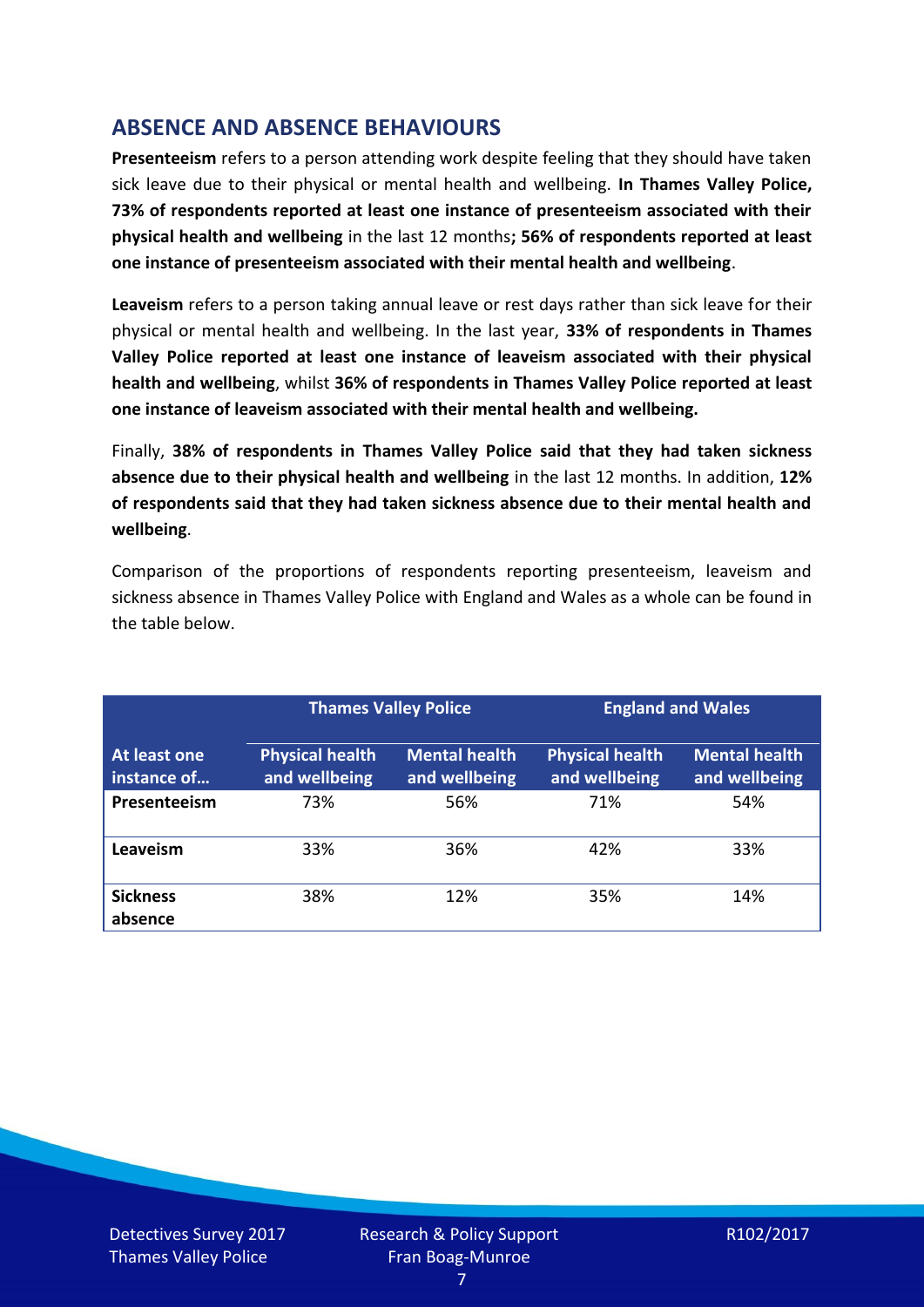## ABSENCE AND ABSENCE BEHAVIOURS

**Presenteeism** refers to a person attending work despite feeling that they should have taken sick leave due to their physical or mental health and wellbeing. **In Thames Valley Police, 73% of respondents reported at least one instance of presenteeism associated with their physical health and wellbeing** in the last 12 months**; 56% of respondents reported at least one instance of presenteeism associated with their mental health and wellbeing**.

**Leaveism** refers to a person taking annual leave or rest days rather than sick leave for their physical or mental health and wellbeing. In the last year, **33% of respondents in Thames Valley Police reported at least one instance of leaveism associated with their physical health and wellbeing**, whilst **36% of respondents in Thames Valley Police reported at least one instance of leaveism associated with their mental health and wellbeing.**

Finally, **38% of respondents in Thames Valley Police said that they had taken sickness absence due to their physical health and wellbeing** in the last 12 months. In addition, **12% of respondents said that they had taken sickness absence due to their mental health and wellbeing**.

Comparison of the proportions of respondents reporting presenteeism, leaveism and sickness absence in Thames Valley Police with England and Wales as a whole can be found in the table below.

| | Thames Valley Police | | England and Wales | |
|---|---|---|---|---|
| **At least one instance of…** | **Physical health and wellbeing** | **Mental health and wellbeing** | **Physical health and wellbeing** | **Mental health and wellbeing** |
| **Presenteeism** | 73% | 56% | 71% | 54% |
| **Leaveism** | 33% | 36% | 42% | 33% |
| **Sickness absence** | 38% | 12% | 35% | 14% |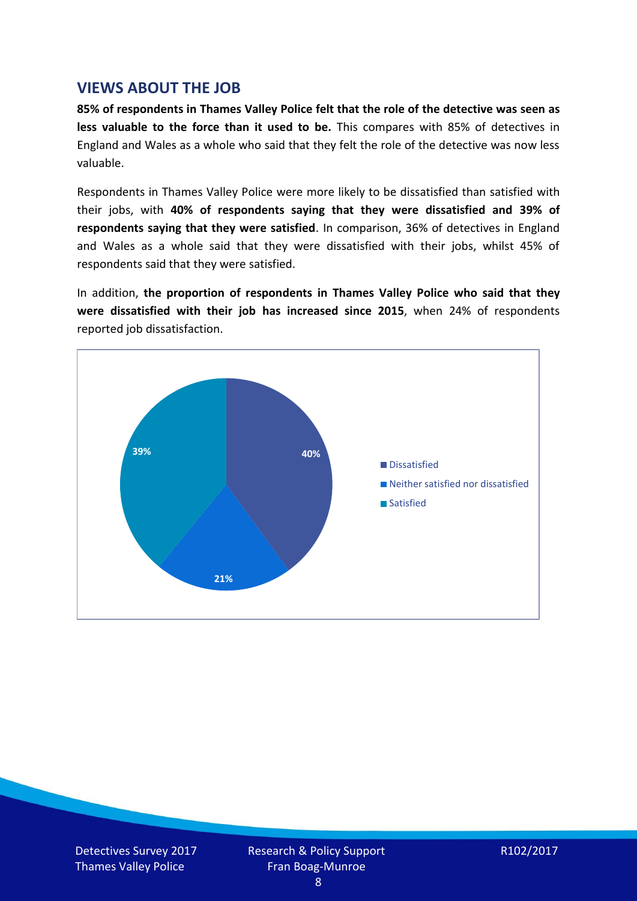## VIEWS ABOUT THE JOB

**85% of respondents in Thames Valley Police felt that the role of the detective was seen as less valuable to the force than it used to be.** This compares with 85% of detectives in England and Wales as a whole who said that they felt the role of the detective was now less valuable.

Respondents in Thames Valley Police were more likely to be dissatisfied than satisfied with their jobs, with **40% of respondents saying that they were dissatisfied and 39% of respondents saying that they were satisfied**. In comparison, 36% of detectives in England and Wales as a whole said that they were dissatisfied with their jobs, whilst 45% of respondents said that they were satisfied.

In addition, **the proportion of respondents in Thames Valley Police who said that they were dissatisfied with their job has increased since 2015**, when 24% of respondents reported job dissatisfaction.

| Response | Percentage |
| --- | --- |
| Dissatisfied | 40% |
| Neither satisfied nor dissatisfied | 21% |
| Satisfied | 39% |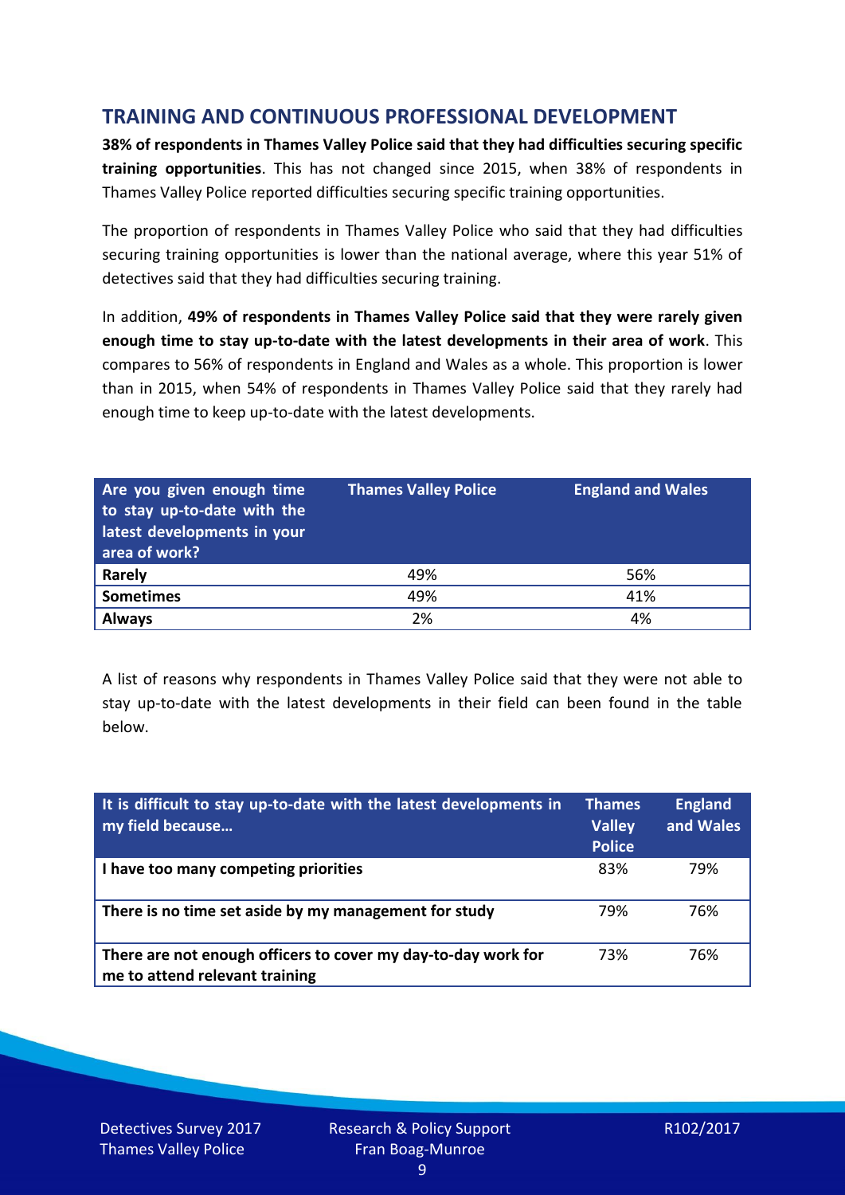## TRAINING AND CONTINUOUS PROFESSIONAL DEVELOPMENT

**38% of respondents in Thames Valley Police said that they had difficulties securing specific training opportunities**. This has not changed since 2015, when 38% of respondents in Thames Valley Police reported difficulties securing specific training opportunities.

The proportion of respondents in Thames Valley Police who said that they had difficulties securing training opportunities is lower than the national average, where this year 51% of detectives said that they had difficulties securing training.

In addition, **49% of respondents in Thames Valley Police said that they were rarely given enough time to stay up-to-date with the latest developments in their area of work**. This compares to 56% of respondents in England and Wales as a whole. This proportion is lower than in 2015, when 54% of respondents in Thames Valley Police said that they rarely had enough time to keep up-to-date with the latest developments.

| Are you given enough time to stay up-to-date with the latest developments in your area of work? | Thames Valley Police | England and Wales |
|---|---|---|
| **Rarely** | 49% | 56% |
| **Sometimes** | 49% | 41% |
| **Always** | 2% | 4% |

A list of reasons why respondents in Thames Valley Police said that they were not able to stay up-to-date with the latest developments in their field can been found in the table below.

| It is difficult to stay up-to-date with the latest developments in my field because… | Thames Valley Police | England and Wales |
|---|---|---|
| **I have too many competing priorities** | 83% | 79% |
| **There is no time set aside by my management for study** | 79% | 76% |
| **There are not enough officers to cover my day-to-day work for me to attend relevant training** | 73% | 76% |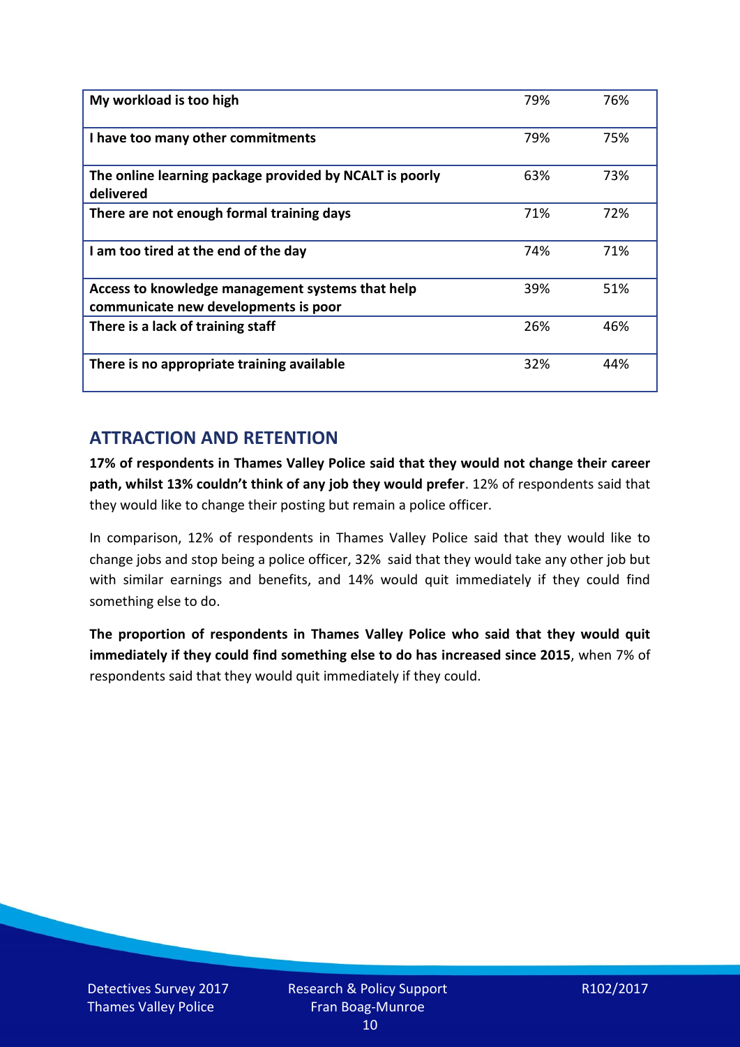| | | |
|---|---|---|
| **My workload is too high** | 79% | 76% |
| **I have too many other commitments** | 79% | 75% |
| **The online learning package provided by NCALT is poorly delivered** | 63% | 73% |
| **There are not enough formal training days** | 71% | 72% |
| **I am too tired at the end of the day** | 74% | 71% |
| **Access to knowledge management systems that help communicate new developments is poor** | 39% | 51% |
| **There is a lack of training staff** | 26% | 46% |
| **There is no appropriate training available** | 32% | 44% |

## ATTRACTION AND RETENTION

**17% of respondents in Thames Valley Police said that they would not change their career path, whilst 13% couldn't think of any job they would prefer**. 12% of respondents said that they would like to change their posting but remain a police officer.

In comparison, 12% of respondents in Thames Valley Police said that they would like to change jobs and stop being a police officer, 32% said that they would take any other job but with similar earnings and benefits, and 14% would quit immediately if they could find something else to do.

**The proportion of respondents in Thames Valley Police who said that they would quit immediately if they could find something else to do has increased since 2015**, when 7% of respondents said that they would quit immediately if they could.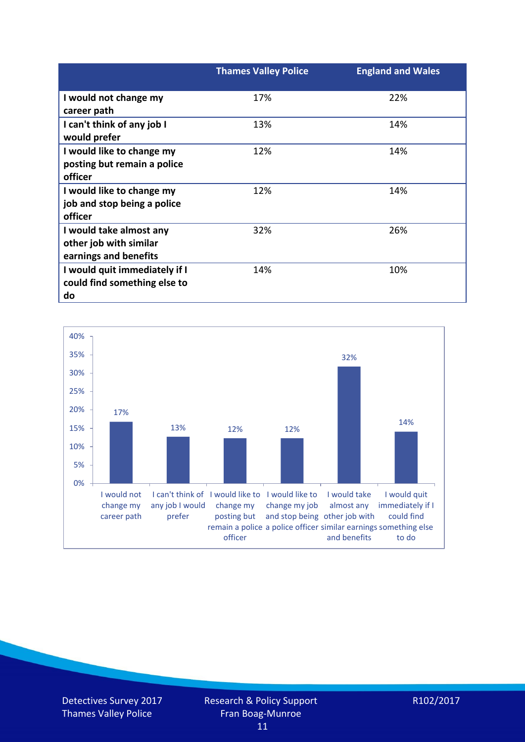| | Thames Valley Police | England and Wales |
|---|---|---|
| I would not change my career path | 17% | 22% |
| I can't think of any job I would prefer | 13% | 14% |
| I would like to change my posting but remain a police officer | 12% | 14% |
| I would like to change my job and stop being a police officer | 12% | 14% |
| I would take almost any other job with similar earnings and benefits | 32% | 26% |
| I would quit immediately if I could find something else to do | 14% | 10% |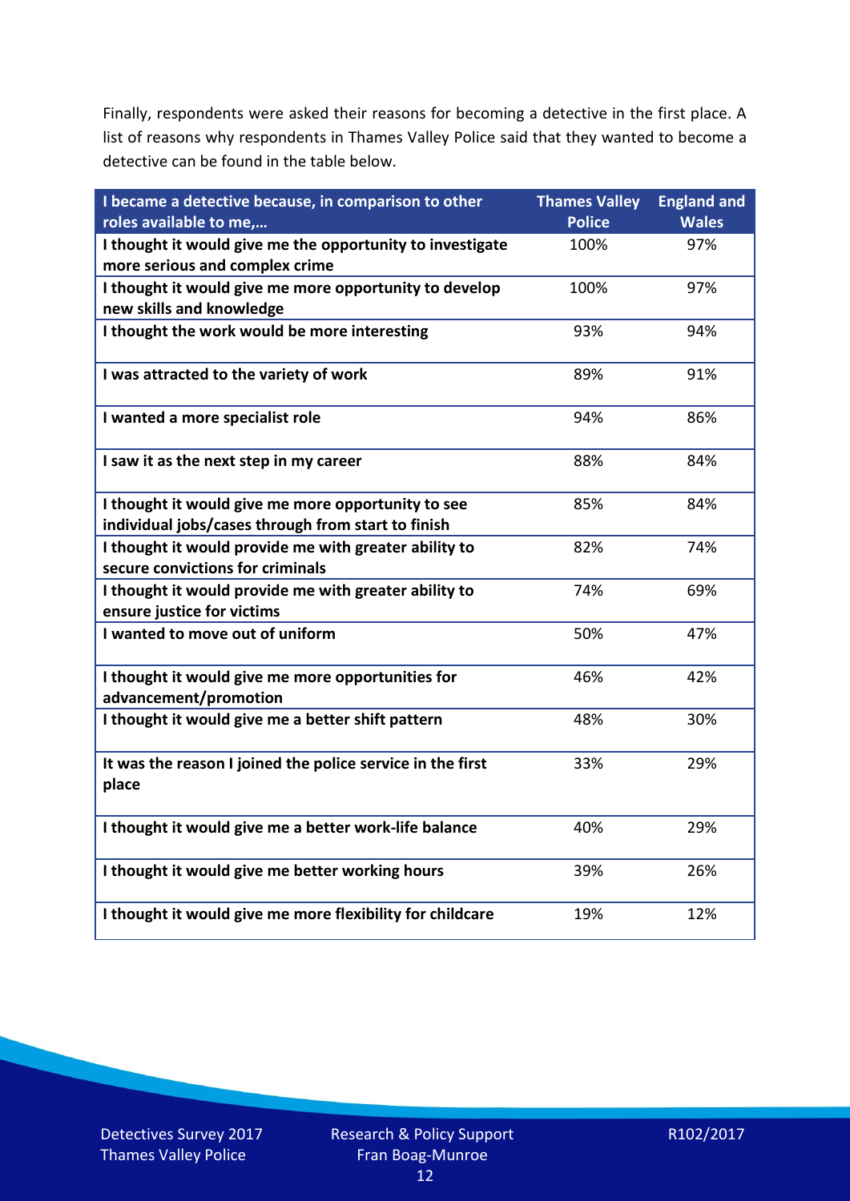Finally, respondents were asked their reasons for becoming a detective in the first place. A list of reasons why respondents in Thames Valley Police said that they wanted to become a detective can be found in the table below.

| I became a detective because, in comparison to other roles available to me,… | Thames Valley Police | England and Wales |
|---|---|---|
| I thought it would give me the opportunity to investigate more serious and complex crime | 100% | 97% |
| I thought it would give me more opportunity to develop new skills and knowledge | 100% | 97% |
| I thought the work would be more interesting | 93% | 94% |
| I was attracted to the variety of work | 89% | 91% |
| I wanted a more specialist role | 94% | 86% |
| I saw it as the next step in my career | 88% | 84% |
| I thought it would give me more opportunity to see individual jobs/cases through from start to finish | 85% | 84% |
| I thought it would provide me with greater ability to secure convictions for criminals | 82% | 74% |
| I thought it would provide me with greater ability to ensure justice for victims | 74% | 69% |
| I wanted to move out of uniform | 50% | 47% |
| I thought it would give me more opportunities for advancement/promotion | 46% | 42% |
| I thought it would give me a better shift pattern | 48% | 30% |
| It was the reason I joined the police service in the first place | 33% | 29% |
| I thought it would give me a better work-life balance | 40% | 29% |
| I thought it would give me better working hours | 39% | 26% |
| I thought it would give me more flexibility for childcare | 19% | 12% |